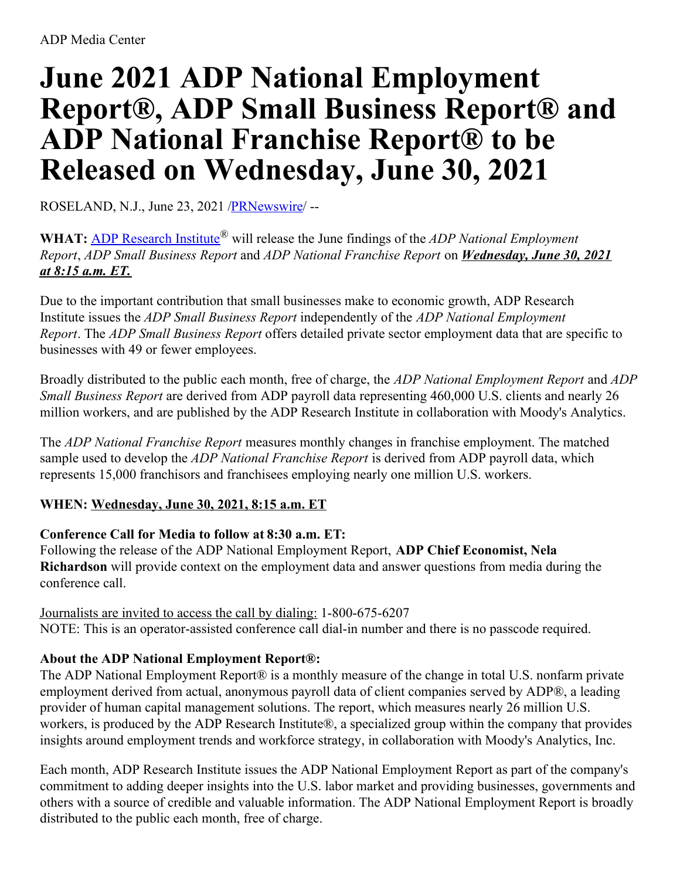ADP Media Center

# June 2021 ADP National Employment Report®, ADP Small Business Report® and ADP National Franchise Report® to be Released on Wednesday, June 30, 2021

ROSELAND, N.J., June 23, 2021 /PRNewswire/ --

**WHAT:** ADP Research Institute® will release the June findings of the *ADP National Employment Report*, *ADP Small Business Report* and *ADP National Franchise Report* on ***Wednesday, June 30, 2021 at 8:15 a.m. ET.***

Due to the important contribution that small businesses make to economic growth, ADP Research Institute issues the *ADP Small Business Report* independently of the *ADP National Employment Report*. The *ADP Small Business Report* offers detailed private sector employment data that are specific to businesses with 49 or fewer employees.

Broadly distributed to the public each month, free of charge, the *ADP National Employment Report* and *ADP Small Business Report* are derived from ADP payroll data representing 460,000 U.S. clients and nearly 26 million workers, and are published by the ADP Research Institute in collaboration with Moody's Analytics.

The *ADP National Franchise Report* measures monthly changes in franchise employment. The matched sample used to develop the *ADP National Franchise Report* is derived from ADP payroll data, which represents 15,000 franchisors and franchisees employing nearly one million U.S. workers.

**WHEN: Wednesday, June 30, 2021, 8:15 a.m. ET**

**Conference Call for Media to follow at 8:30 a.m. ET:**
Following the release of the ADP National Employment Report, **ADP Chief Economist, Nela Richardson** will provide context on the employment data and answer questions from media during the conference call.

Journalists are invited to access the call by dialing: 1-800-675-6207
NOTE: This is an operator-assisted conference call dial-in number and there is no passcode required.

**About the ADP National Employment Report®:**
The ADP National Employment Report® is a monthly measure of the change in total U.S. nonfarm private employment derived from actual, anonymous payroll data of client companies served by ADP®, a leading provider of human capital management solutions. The report, which measures nearly 26 million U.S. workers, is produced by the ADP Research Institute®, a specialized group within the company that provides insights around employment trends and workforce strategy, in collaboration with Moody's Analytics, Inc.

Each month, ADP Research Institute issues the ADP National Employment Report as part of the company's commitment to adding deeper insights into the U.S. labor market and providing businesses, governments and others with a source of credible and valuable information. The ADP National Employment Report is broadly distributed to the public each month, free of charge.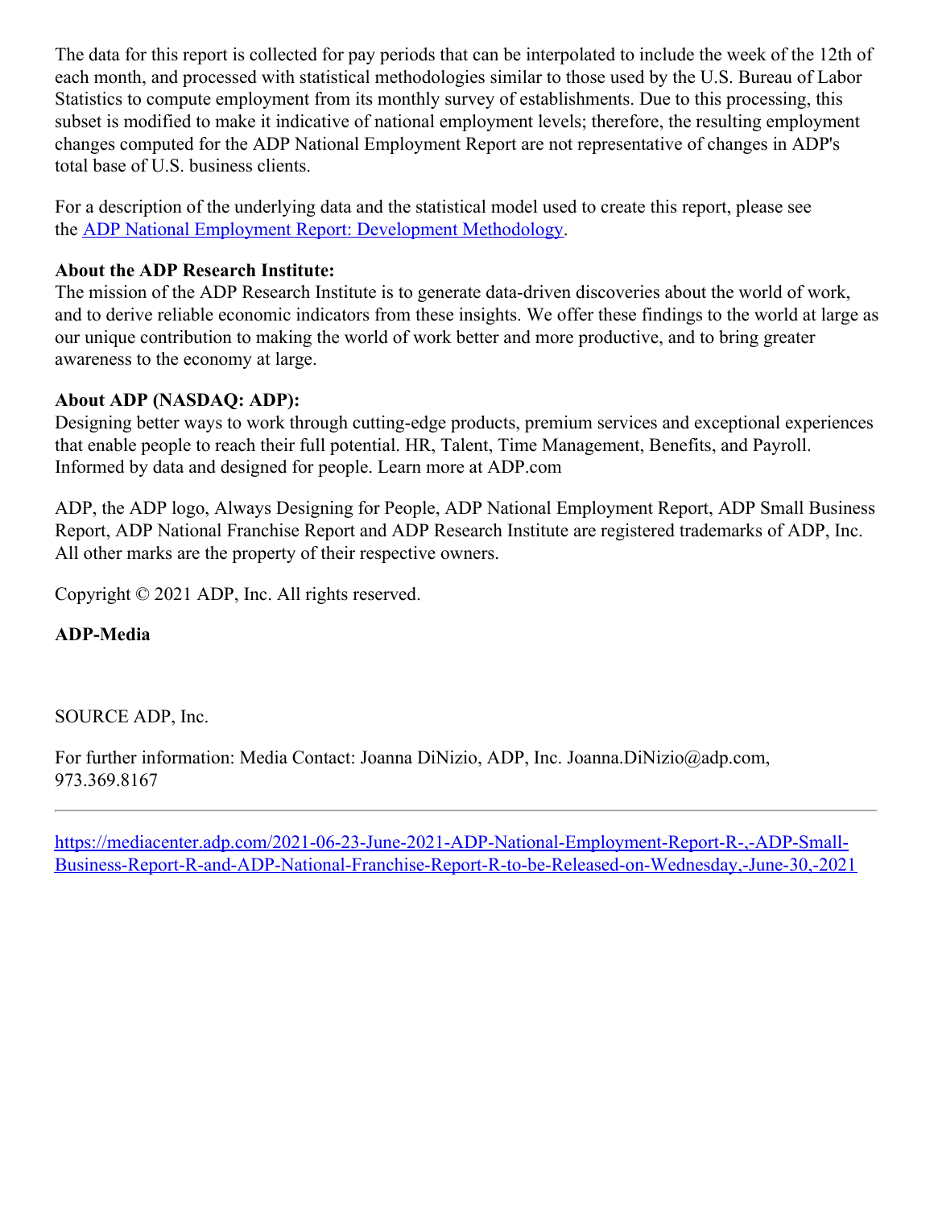The data for this report is collected for pay periods that can be interpolated to include the week of the 12th of each month, and processed with statistical methodologies similar to those used by the U.S. Bureau of Labor Statistics to compute employment from its monthly survey of establishments. Due to this processing, this subset is modified to make it indicative of national employment levels; therefore, the resulting employment changes computed for the ADP National Employment Report are not representative of changes in ADP's total base of U.S. business clients.

For a description of the underlying data and the statistical model used to create this report, please see the [ADP National Employment Report: Development Methodology](#).

**About the ADP Research Institute:**
The mission of the ADP Research Institute is to generate data-driven discoveries about the world of work, and to derive reliable economic indicators from these insights. We offer these findings to the world at large as our unique contribution to making the world of work better and more productive, and to bring greater awareness to the economy at large.

**About ADP (NASDAQ: ADP):**
Designing better ways to work through cutting-edge products, premium services and exceptional experiences that enable people to reach their full potential. HR, Talent, Time Management, Benefits, and Payroll. Informed by data and designed for people. Learn more at ADP.com

ADP, the ADP logo, Always Designing for People, ADP National Employment Report, ADP Small Business Report, ADP National Franchise Report and ADP Research Institute are registered trademarks of ADP, Inc. All other marks are the property of their respective owners.

Copyright © 2021 ADP, Inc. All rights reserved.

**ADP-Media**

SOURCE ADP, Inc.

For further information: Media Contact: Joanna DiNizio, ADP, Inc. Joanna.DiNizio@adp.com, 973.369.8167

---

https://mediacenter.adp.com/2021-06-23-June-2021-ADP-National-Employment-Report-R-,-ADP-Small-Business-Report-R-and-ADP-National-Franchise-Report-R-to-be-Released-on-Wednesday,-June-30,-2021